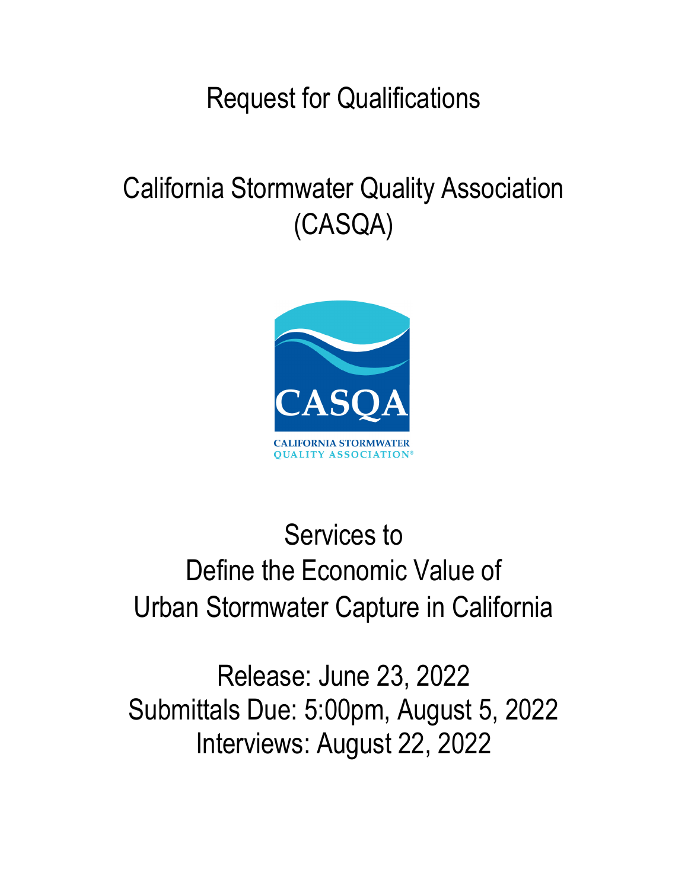# Request for Qualifications

# California Stormwater Quality Association (CASQA)

CASQA

CALIFORNIA STORMWATER QUALITY ASSOCIATION®

## Services to Define the Economic Value of Urban Stormwater Capture in California

Release: June 23, 2022
Submittals Due: 5:00pm, August 5, 2022
Interviews: August 22, 2022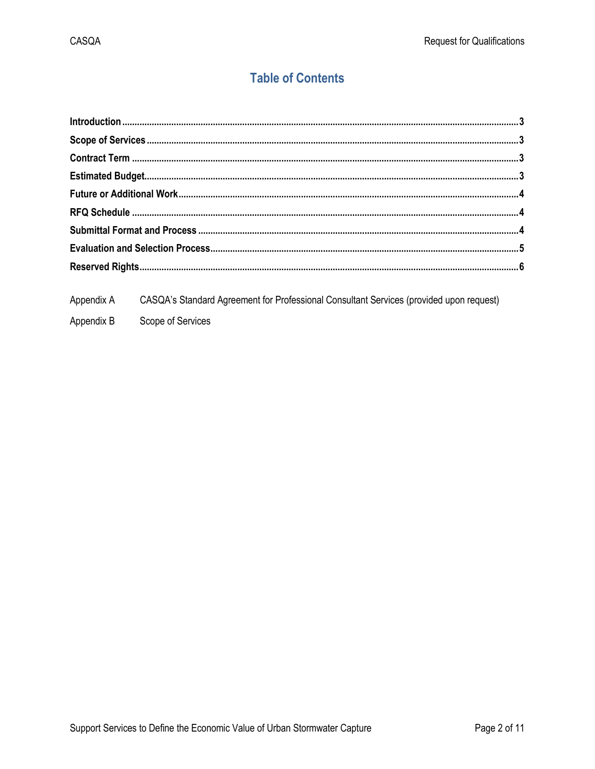# Table of Contents

| | |
|---|---|
| **Introduction** | **3** |
| **Scope of Services** | **3** |
| **Contract Term** | **3** |
| **Estimated Budget** | **3** |
| **Future or Additional Work** | **4** |
| **RFQ Schedule** | **4** |
| **Submittal Format and Process** | **4** |
| **Evaluation and Selection Process** | **5** |
| **Reserved Rights** | **6** |

| | |
|---|---|
| Appendix A | CASQA's Standard Agreement for Professional Consultant Services (provided upon request) |
| Appendix B | Scope of Services |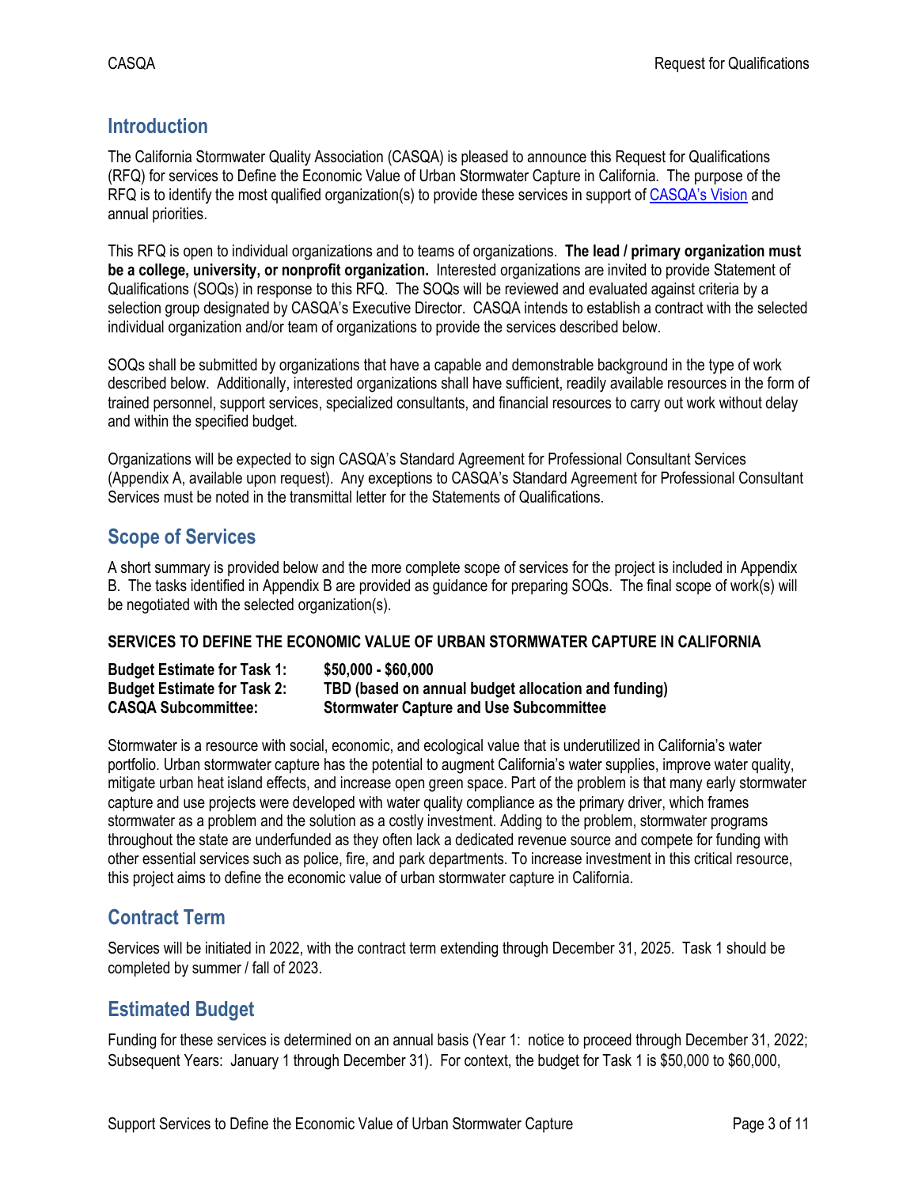## Introduction

The California Stormwater Quality Association (CASQA) is pleased to announce this Request for Qualifications (RFQ) for services to Define the Economic Value of Urban Stormwater Capture in California. The purpose of the RFQ is to identify the most qualified organization(s) to provide these services in support of [CASQA's Vision] and annual priorities.

This RFQ is open to individual organizations and to teams of organizations. **The lead / primary organization must be a college, university, or nonprofit organization.** Interested organizations are invited to provide Statement of Qualifications (SOQs) in response to this RFQ. The SOQs will be reviewed and evaluated against criteria by a selection group designated by CASQA's Executive Director. CASQA intends to establish a contract with the selected individual organization and/or team of organizations to provide the services described below.

SOQs shall be submitted by organizations that have a capable and demonstrable background in the type of work described below. Additionally, interested organizations shall have sufficient, readily available resources in the form of trained personnel, support services, specialized consultants, and financial resources to carry out work without delay and within the specified budget.

Organizations will be expected to sign CASQA's Standard Agreement for Professional Consultant Services (Appendix A, available upon request). Any exceptions to CASQA's Standard Agreement for Professional Consultant Services must be noted in the transmittal letter for the Statements of Qualifications.

## Scope of Services

A short summary is provided below and the more complete scope of services for the project is included in Appendix B. The tasks identified in Appendix B are provided as guidance for preparing SOQs. The final scope of work(s) will be negotiated with the selected organization(s).

**SERVICES TO DEFINE THE ECONOMIC VALUE OF URBAN STORMWATER CAPTURE IN CALIFORNIA**

| | |
|---|---|
| **Budget Estimate for Task 1:** | **$50,000 - $60,000** |
| **Budget Estimate for Task 2:** | **TBD (based on annual budget allocation and funding)** |
| **CASQA Subcommittee:** | **Stormwater Capture and Use Subcommittee** |

Stormwater is a resource with social, economic, and ecological value that is underutilized in California's water portfolio. Urban stormwater capture has the potential to augment California's water supplies, improve water quality, mitigate urban heat island effects, and increase open green space. Part of the problem is that many early stormwater capture and use projects were developed with water quality compliance as the primary driver, which frames stormwater as a problem and the solution as a costly investment. Adding to the problem, stormwater programs throughout the state are underfunded as they often lack a dedicated revenue source and compete for funding with other essential services such as police, fire, and park departments. To increase investment in this critical resource, this project aims to define the economic value of urban stormwater capture in California.

## Contract Term

Services will be initiated in 2022, with the contract term extending through December 31, 2025. Task 1 should be completed by summer / fall of 2023.

## Estimated Budget

Funding for these services is determined on an annual basis (Year 1: notice to proceed through December 31, 2022; Subsequent Years: January 1 through December 31). For context, the budget for Task 1 is $50,000 to $60,000,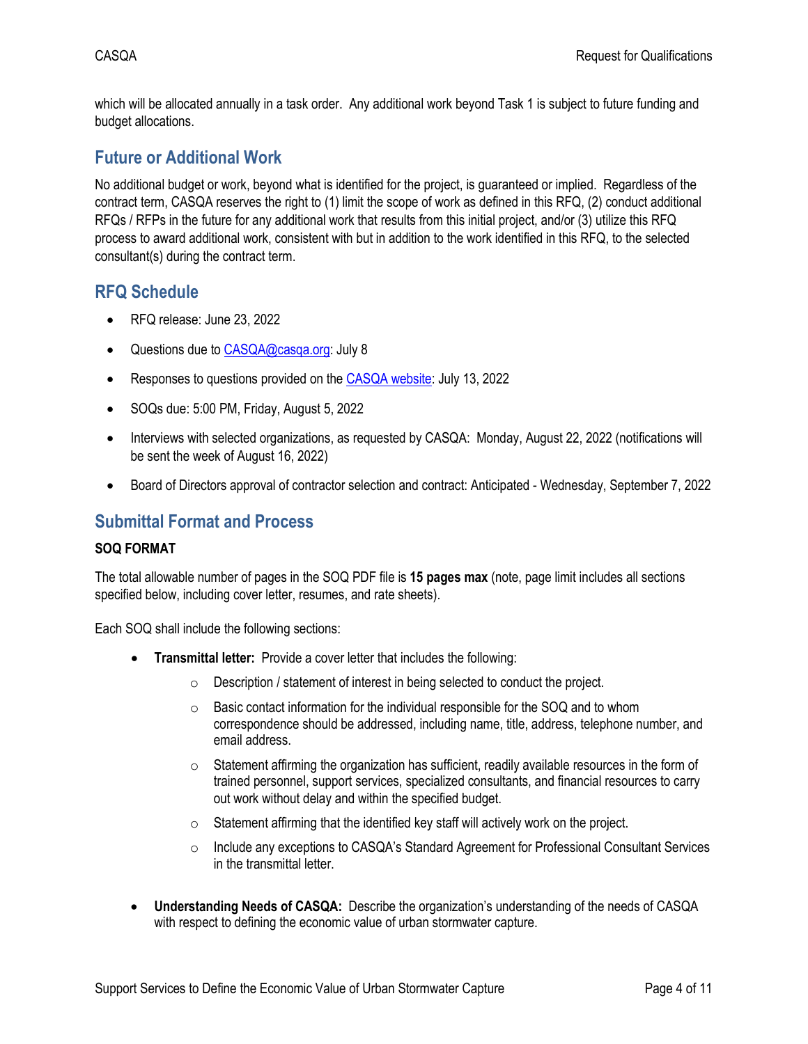which will be allocated annually in a task order. Any additional work beyond Task 1 is subject to future funding and budget allocations.

## Future or Additional Work

No additional budget or work, beyond what is identified for the project, is guaranteed or implied. Regardless of the contract term, CASQA reserves the right to (1) limit the scope of work as defined in this RFQ, (2) conduct additional RFQs / RFPs in the future for any additional work that results from this initial project, and/or (3) utilize this RFQ process to award additional work, consistent with but in addition to the work identified in this RFQ, to the selected consultant(s) during the contract term.

## RFQ Schedule

- RFQ release: June 23, 2022
- Questions due to CASQA@casqa.org: July 8
- Responses to questions provided on the CASQA website: July 13, 2022
- SOQs due: 5:00 PM, Friday, August 5, 2022
- Interviews with selected organizations, as requested by CASQA: Monday, August 22, 2022 (notifications will be sent the week of August 16, 2022)
- Board of Directors approval of contractor selection and contract: Anticipated - Wednesday, September 7, 2022

## Submittal Format and Process

### SOQ FORMAT

The total allowable number of pages in the SOQ PDF file is **15 pages max** (note, page limit includes all sections specified below, including cover letter, resumes, and rate sheets).

Each SOQ shall include the following sections:

- **Transmittal letter:** Provide a cover letter that includes the following:
  - Description / statement of interest in being selected to conduct the project.
  - Basic contact information for the individual responsible for the SOQ and to whom correspondence should be addressed, including name, title, address, telephone number, and email address.
  - Statement affirming the organization has sufficient, readily available resources in the form of trained personnel, support services, specialized consultants, and financial resources to carry out work without delay and within the specified budget.
  - Statement affirming that the identified key staff will actively work on the project.
  - Include any exceptions to CASQA's Standard Agreement for Professional Consultant Services in the transmittal letter.
- **Understanding Needs of CASQA:** Describe the organization's understanding of the needs of CASQA with respect to defining the economic value of urban stormwater capture.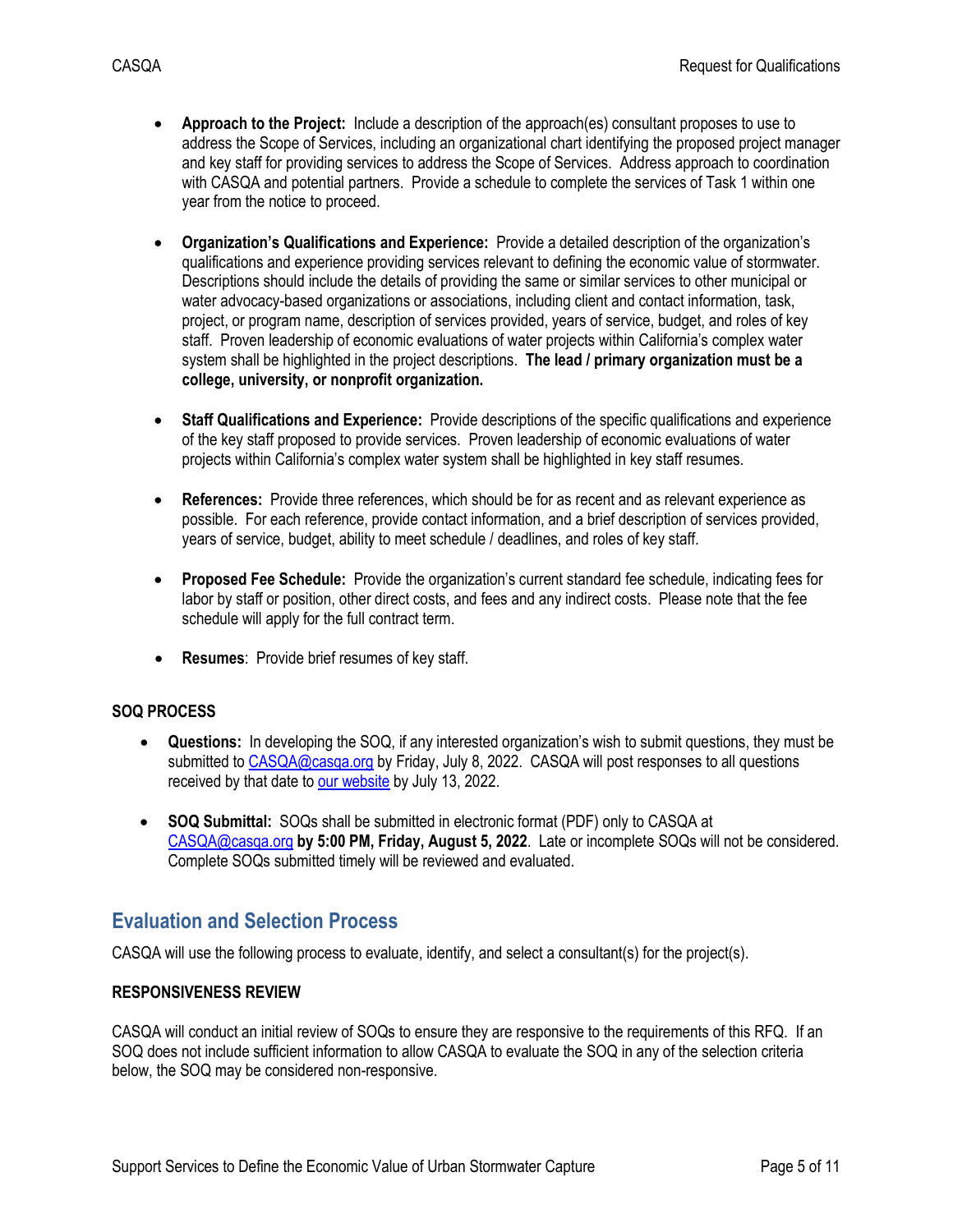- **Approach to the Project:** Include a description of the approach(es) consultant proposes to use to address the Scope of Services, including an organizational chart identifying the proposed project manager and key staff for providing services to address the Scope of Services. Address approach to coordination with CASQA and potential partners. Provide a schedule to complete the services of Task 1 within one year from the notice to proceed.

- **Organization's Qualifications and Experience:** Provide a detailed description of the organization's qualifications and experience providing services relevant to defining the economic value of stormwater. Descriptions should include the details of providing the same or similar services to other municipal or water advocacy-based organizations or associations, including client and contact information, task, project, or program name, description of services provided, years of service, budget, and roles of key staff. Proven leadership of economic evaluations of water projects within California's complex water system shall be highlighted in the project descriptions. **The lead / primary organization must be a college, university, or nonprofit organization.**

- **Staff Qualifications and Experience:** Provide descriptions of the specific qualifications and experience of the key staff proposed to provide services. Proven leadership of economic evaluations of water projects within California's complex water system shall be highlighted in key staff resumes.

- **References:** Provide three references, which should be for as recent and as relevant experience as possible. For each reference, provide contact information, and a brief description of services provided, years of service, budget, ability to meet schedule / deadlines, and roles of key staff.

- **Proposed Fee Schedule:** Provide the organization's current standard fee schedule, indicating fees for labor by staff or position, other direct costs, and fees and any indirect costs. Please note that the fee schedule will apply for the full contract term.

- **Resumes**: Provide brief resumes of key staff.

### SOQ PROCESS

- **Questions:** In developing the SOQ, if any interested organization's wish to submit questions, they must be submitted to CASQA@casqa.org by Friday, July 8, 2022. CASQA will post responses to all questions received by that date to our website by July 13, 2022.

- **SOQ Submittal:** SOQs shall be submitted in electronic format (PDF) only to CASQA at CASQA@casqa.org **by 5:00 PM, Friday, August 5, 2022**. Late or incomplete SOQs will not be considered. Complete SOQs submitted timely will be reviewed and evaluated.

## Evaluation and Selection Process

CASQA will use the following process to evaluate, identify, and select a consultant(s) for the project(s).

### RESPONSIVENESS REVIEW

CASQA will conduct an initial review of SOQs to ensure they are responsive to the requirements of this RFQ. If an SOQ does not include sufficient information to allow CASQA to evaluate the SOQ in any of the selection criteria below, the SOQ may be considered non-responsive.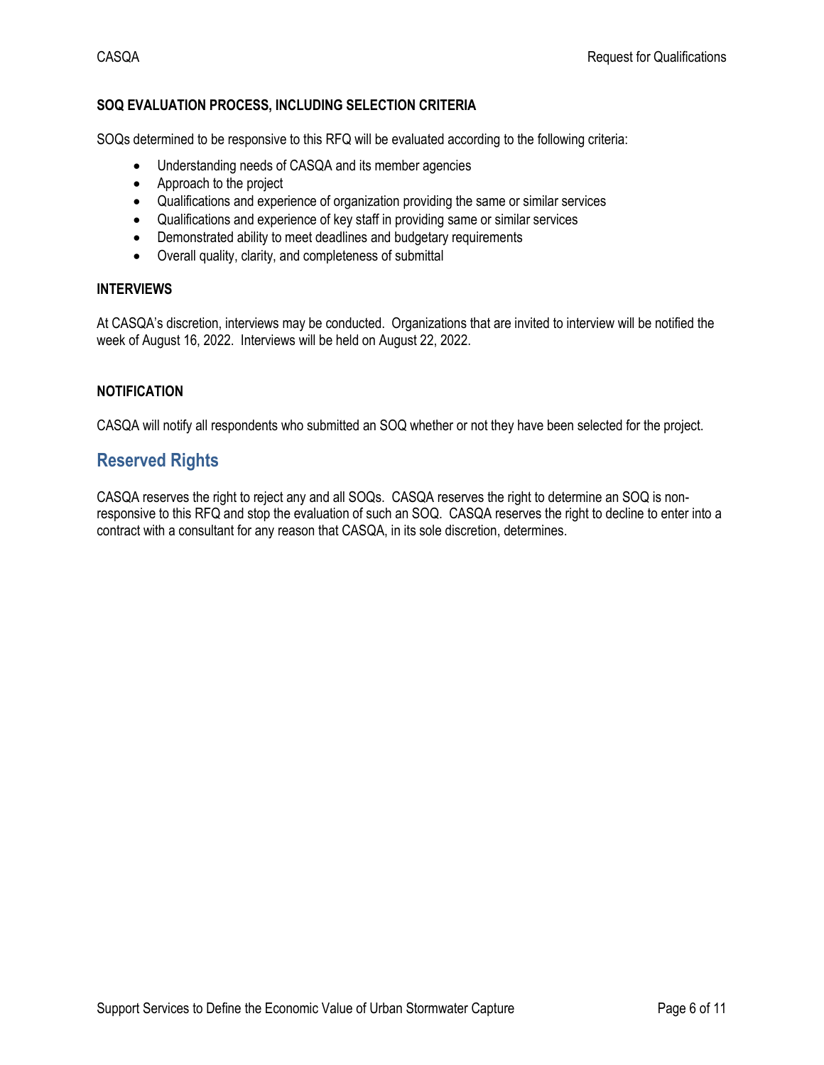#### SOQ EVALUATION PROCESS, INCLUDING SELECTION CRITERIA

SOQs determined to be responsive to this RFQ will be evaluated according to the following criteria:

- Understanding needs of CASQA and its member agencies
- Approach to the project
- Qualifications and experience of organization providing the same or similar services
- Qualifications and experience of key staff in providing same or similar services
- Demonstrated ability to meet deadlines and budgetary requirements
- Overall quality, clarity, and completeness of submittal

#### INTERVIEWS

At CASQA's discretion, interviews may be conducted. Organizations that are invited to interview will be notified the week of August 16, 2022. Interviews will be held on August 22, 2022.

#### NOTIFICATION

CASQA will notify all respondents who submitted an SOQ whether or not they have been selected for the project.

## Reserved Rights

CASQA reserves the right to reject any and all SOQs. CASQA reserves the right to determine an SOQ is non-responsive to this RFQ and stop the evaluation of such an SOQ. CASQA reserves the right to decline to enter into a contract with a consultant for any reason that CASQA, in its sole discretion, determines.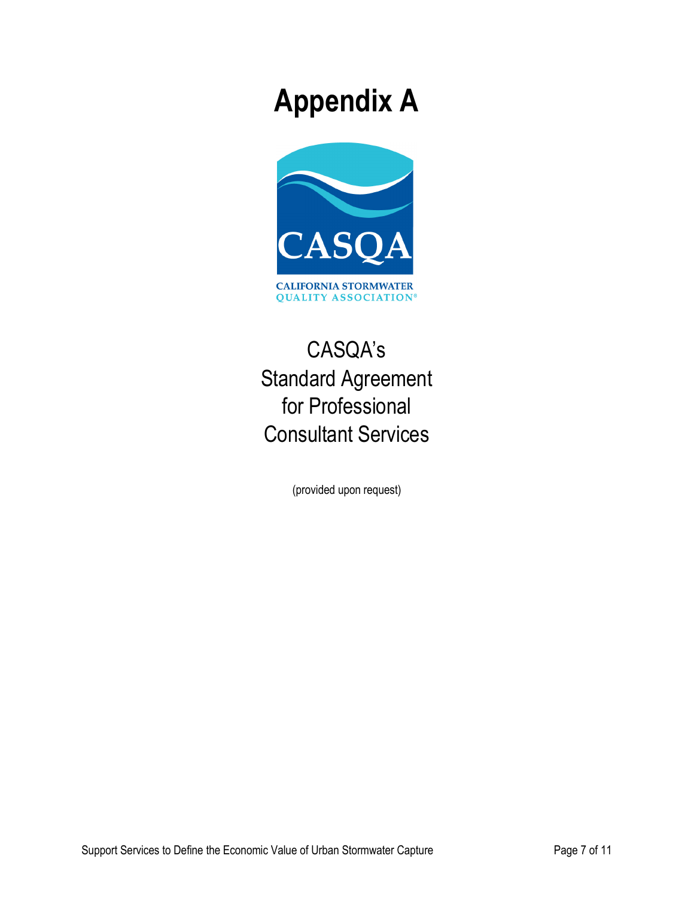# Appendix A

CASQA
CALIFORNIA STORMWATER QUALITY ASSOCIATION®

CASQA's
Standard Agreement
for Professional
Consultant Services

(provided upon request)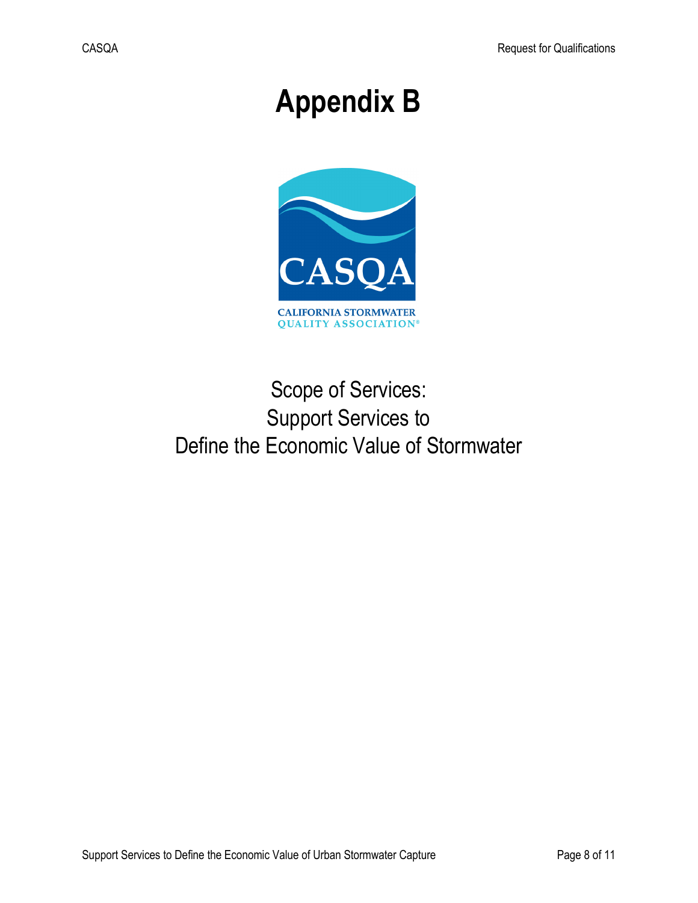# Appendix B

CASQA

CALIFORNIA STORMWATER QUALITY ASSOCIATION®

Scope of Services:
Support Services to
Define the Economic Value of Stormwater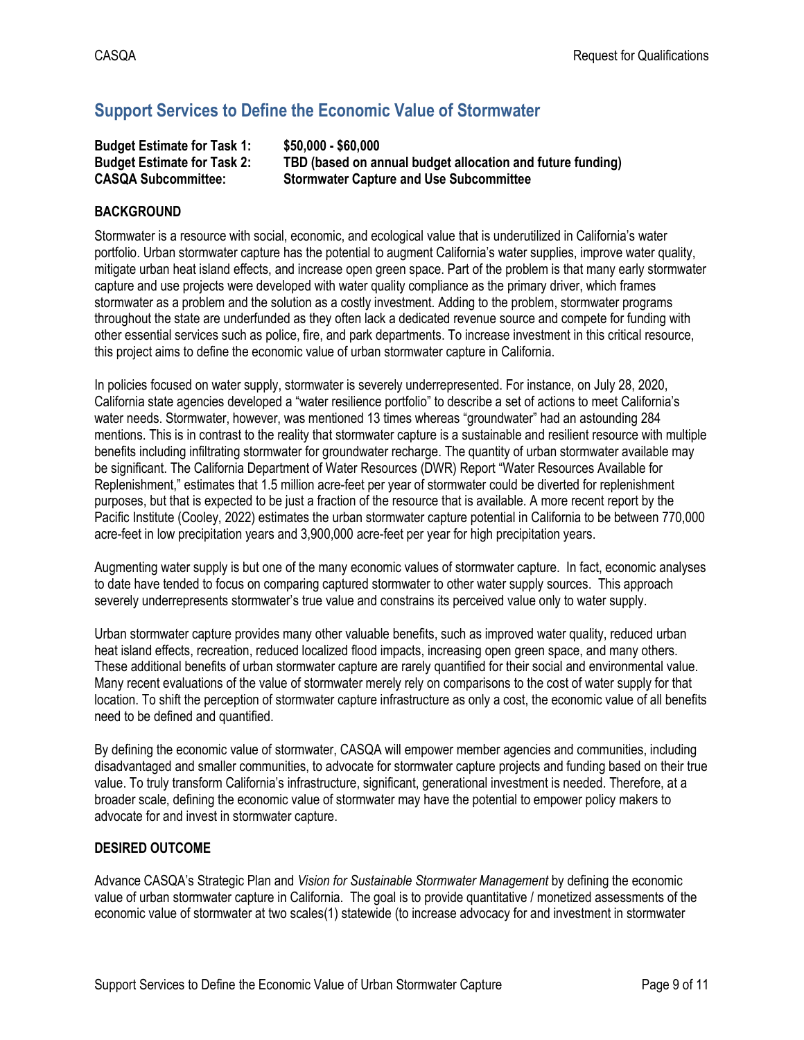## Support Services to Define the Economic Value of Stormwater

**Budget Estimate for Task 1:** **$50,000 - $60,000**
**Budget Estimate for Task 2:** **TBD (based on annual budget allocation and future funding)**
**CASQA Subcommittee:** **Stormwater Capture and Use Subcommittee**

### BACKGROUND

Stormwater is a resource with social, economic, and ecological value that is underutilized in California's water portfolio. Urban stormwater capture has the potential to augment California's water supplies, improve water quality, mitigate urban heat island effects, and increase open green space. Part of the problem is that many early stormwater capture and use projects were developed with water quality compliance as the primary driver, which frames stormwater as a problem and the solution as a costly investment. Adding to the problem, stormwater programs throughout the state are underfunded as they often lack a dedicated revenue source and compete for funding with other essential services such as police, fire, and park departments. To increase investment in this critical resource, this project aims to define the economic value of urban stormwater capture in California.

In policies focused on water supply, stormwater is severely underrepresented. For instance, on July 28, 2020, California state agencies developed a "water resilience portfolio" to describe a set of actions to meet California's water needs. Stormwater, however, was mentioned 13 times whereas "groundwater" had an astounding 284 mentions. This is in contrast to the reality that stormwater capture is a sustainable and resilient resource with multiple benefits including infiltrating stormwater for groundwater recharge. The quantity of urban stormwater available may be significant. The California Department of Water Resources (DWR) Report "Water Resources Available for Replenishment," estimates that 1.5 million acre-feet per year of stormwater could be diverted for replenishment purposes, but that is expected to be just a fraction of the resource that is available. A more recent report by the Pacific Institute (Cooley, 2022) estimates the urban stormwater capture potential in California to be between 770,000 acre-feet in low precipitation years and 3,900,000 acre-feet per year for high precipitation years.

Augmenting water supply is but one of the many economic values of stormwater capture. In fact, economic analyses to date have tended to focus on comparing captured stormwater to other water supply sources. This approach severely underrepresents stormwater's true value and constrains its perceived value only to water supply.

Urban stormwater capture provides many other valuable benefits, such as improved water quality, reduced urban heat island effects, recreation, reduced localized flood impacts, increasing open green space, and many others. These additional benefits of urban stormwater capture are rarely quantified for their social and environmental value. Many recent evaluations of the value of stormwater merely rely on comparisons to the cost of water supply for that location. To shift the perception of stormwater capture infrastructure as only a cost, the economic value of all benefits need to be defined and quantified.

By defining the economic value of stormwater, CASQA will empower member agencies and communities, including disadvantaged and smaller communities, to advocate for stormwater capture projects and funding based on their true value. To truly transform California's infrastructure, significant, generational investment is needed. Therefore, at a broader scale, defining the economic value of stormwater may have the potential to empower policy makers to advocate for and invest in stormwater capture.

### DESIRED OUTCOME

Advance CASQA's Strategic Plan and *Vision for Sustainable Stormwater Management* by defining the economic value of urban stormwater capture in California. The goal is to provide quantitative / monetized assessments of the economic value of stormwater at two scales(1) statewide (to increase advocacy for and investment in stormwater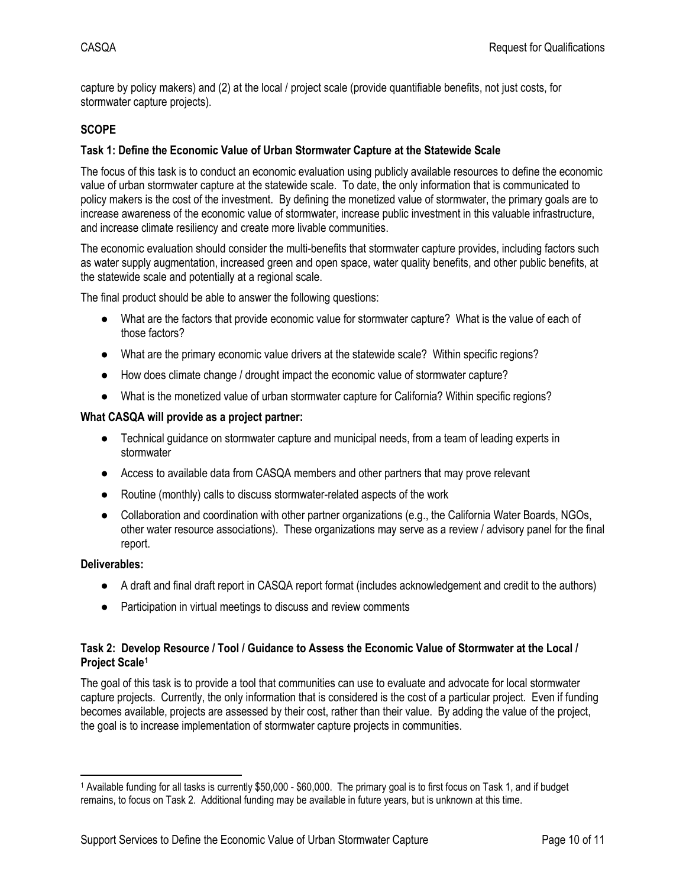capture by policy makers) and (2) at the local / project scale (provide quantifiable benefits, not just costs, for stormwater capture projects).

## SCOPE

### Task 1: Define the Economic Value of Urban Stormwater Capture at the Statewide Scale

The focus of this task is to conduct an economic evaluation using publicly available resources to define the economic value of urban stormwater capture at the statewide scale. To date, the only information that is communicated to policy makers is the cost of the investment. By defining the monetized value of stormwater, the primary goals are to increase awareness of the economic value of stormwater, increase public investment in this valuable infrastructure, and increase climate resiliency and create more livable communities.

The economic evaluation should consider the multi-benefits that stormwater capture provides, including factors such as water supply augmentation, increased green and open space, water quality benefits, and other public benefits, at the statewide scale and potentially at a regional scale.

The final product should be able to answer the following questions:

- What are the factors that provide economic value for stormwater capture? What is the value of each of those factors?
- What are the primary economic value drivers at the statewide scale? Within specific regions?
- How does climate change / drought impact the economic value of stormwater capture?
- What is the monetized value of urban stormwater capture for California? Within specific regions?

**What CASQA will provide as a project partner:**

- Technical guidance on stormwater capture and municipal needs, from a team of leading experts in stormwater
- Access to available data from CASQA members and other partners that may prove relevant
- Routine (monthly) calls to discuss stormwater-related aspects of the work
- Collaboration and coordination with other partner organizations (e.g., the California Water Boards, NGOs, other water resource associations). These organizations may serve as a review / advisory panel for the final report.

**Deliverables:**

- A draft and final draft report in CASQA report format (includes acknowledgement and credit to the authors)
- Participation in virtual meetings to discuss and review comments

### Task 2: Develop Resource / Tool / Guidance to Assess the Economic Value of Stormwater at the Local / Project Scale[1]

The goal of this task is to provide a tool that communities can use to evaluate and advocate for local stormwater capture projects. Currently, the only information that is considered is the cost of a particular project. Even if funding becomes available, projects are assessed by their cost, rather than their value. By adding the value of the project, the goal is to increase implementation of stormwater capture projects in communities.

---

[1] Available funding for all tasks is currently $50,000 - $60,000. The primary goal is to first focus on Task 1, and if budget remains, to focus on Task 2. Additional funding may be available in future years, but is unknown at this time.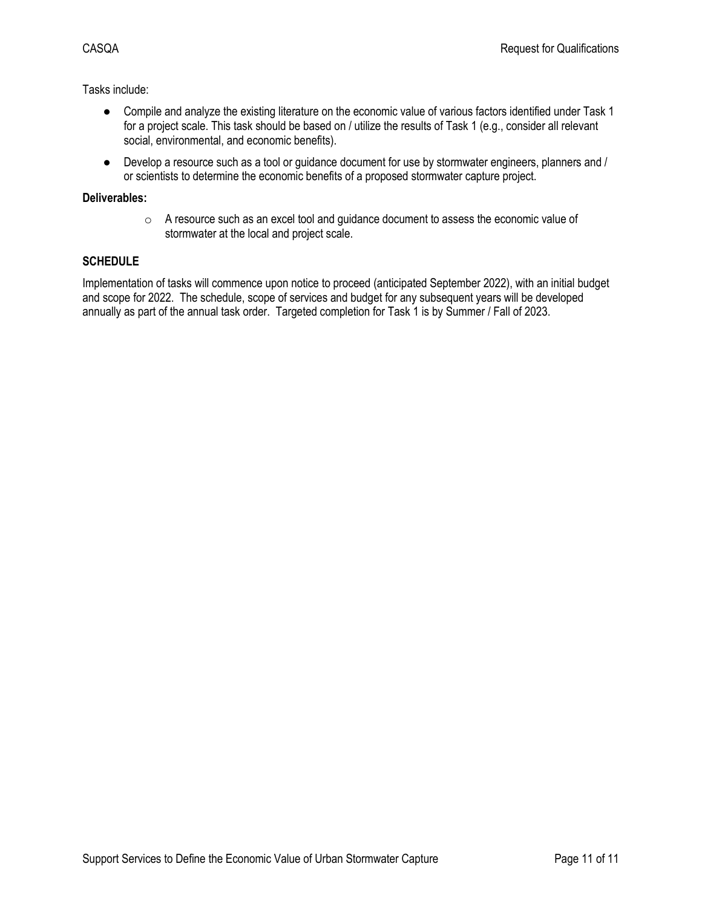Tasks include:

- Compile and analyze the existing literature on the economic value of various factors identified under Task 1 for a project scale. This task should be based on / utilize the results of Task 1 (e.g., consider all relevant social, environmental, and economic benefits).
- Develop a resource such as a tool or guidance document for use by stormwater engineers, planners and / or scientists to determine the economic benefits of a proposed stormwater capture project.

**Deliverables:**

- A resource such as an excel tool and guidance document to assess the economic value of stormwater at the local and project scale.

**SCHEDULE**

Implementation of tasks will commence upon notice to proceed (anticipated September 2022), with an initial budget and scope for 2022. The schedule, scope of services and budget for any subsequent years will be developed annually as part of the annual task order. Targeted completion for Task 1 is by Summer / Fall of 2023.